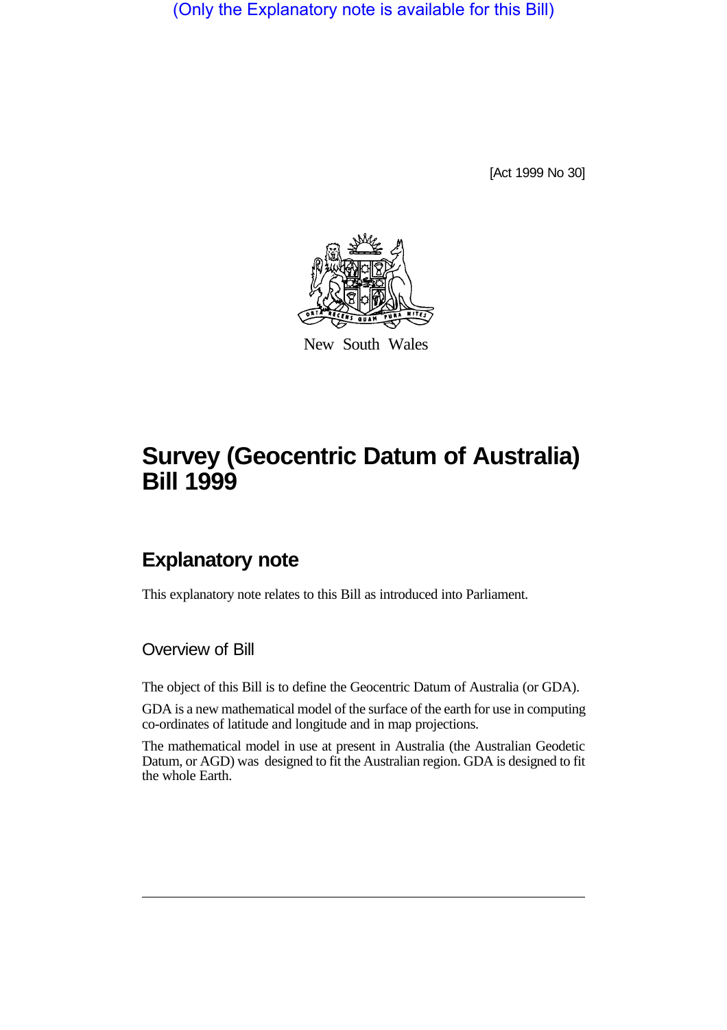(Only the Explanatory note is available for this Bill)

[Act 1999 No 30]

New South Wales

# Survey (Geocentric Datum of Australia) Bill 1999

## Explanatory note

This explanatory note relates to this Bill as introduced into Parliament.

### Overview of Bill

The object of this Bill is to define the Geocentric Datum of Australia (or GDA).

GDA is a new mathematical model of the surface of the earth for use in computing co-ordinates of latitude and longitude and in map projections.

The mathematical model in use at present in Australia (the Australian Geodetic Datum, or AGD) was designed to fit the Australian region. GDA is designed to fit the whole Earth.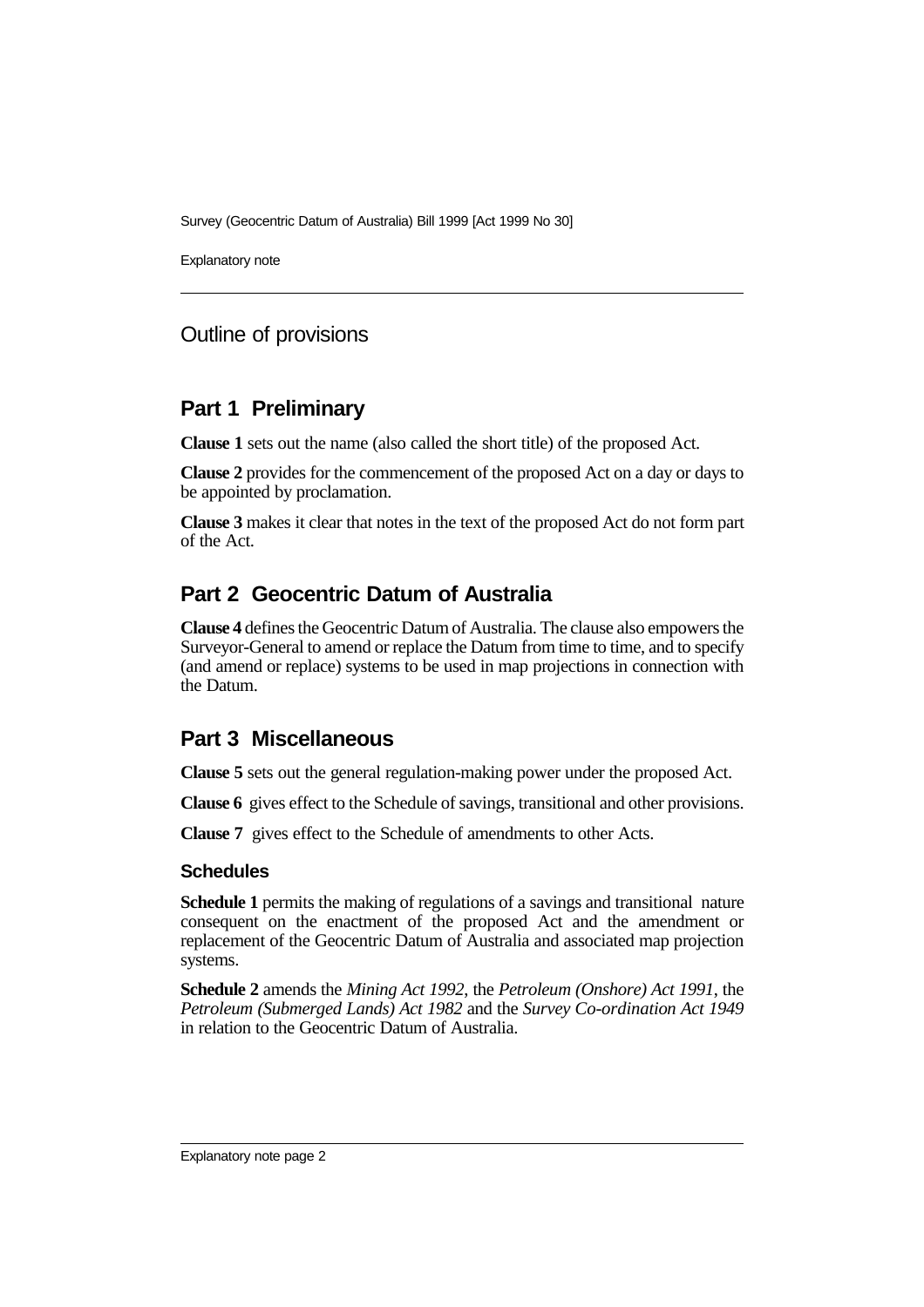## Outline of provisions

## Part 1 Preliminary

**Clause 1** sets out the name (also called the short title) of the proposed Act.

**Clause 2** provides for the commencement of the proposed Act on a day or days to be appointed by proclamation.

**Clause 3** makes it clear that notes in the text of the proposed Act do not form part of the Act.

## Part 2 Geocentric Datum of Australia

**Clause 4** defines the Geocentric Datum of Australia. The clause also empowers the Surveyor-General to amend or replace the Datum from time to time, and to specify (and amend or replace) systems to be used in map projections in connection with the Datum.

## Part 3 Miscellaneous

**Clause 5** sets out the general regulation-making power under the proposed Act.

**Clause 6** gives effect to the Schedule of savings, transitional and other provisions.

**Clause 7** gives effect to the Schedule of amendments to other Acts.

### Schedules

**Schedule 1** permits the making of regulations of a savings and transitional nature consequent on the enactment of the proposed Act and the amendment or replacement of the Geocentric Datum of Australia and associated map projection systems.

**Schedule 2** amends the *Mining Act 1992*, the *Petroleum (Onshore) Act 1991*, the *Petroleum (Submerged Lands) Act 1982* and the *Survey Co-ordination Act 1949* in relation to the Geocentric Datum of Australia.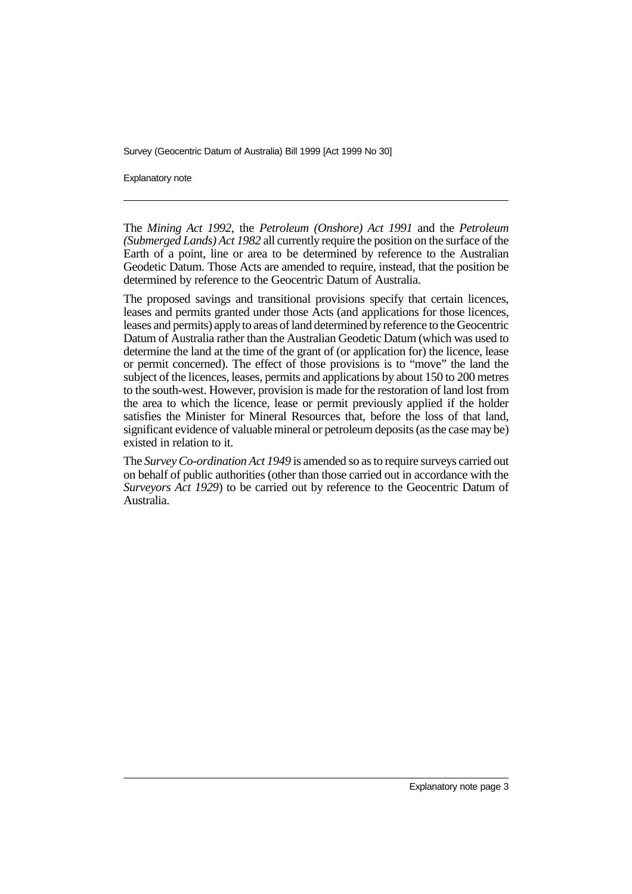The *Mining Act 1992*, the *Petroleum (Onshore) Act 1991* and the *Petroleum (Submerged Lands) Act 1982* all currently require the position on the surface of the Earth of a point, line or area to be determined by reference to the Australian Geodetic Datum. Those Acts are amended to require, instead, that the position be determined by reference to the Geocentric Datum of Australia.

The proposed savings and transitional provisions specify that certain licences, leases and permits granted under those Acts (and applications for those licences, leases and permits) apply to areas of land determined by reference to the Geocentric Datum of Australia rather than the Australian Geodetic Datum (which was used to determine the land at the time of the grant of (or application for) the licence, lease or permit concerned). The effect of those provisions is to "move" the land the subject of the licences, leases, permits and applications by about 150 to 200 metres to the south-west. However, provision is made for the restoration of land lost from the area to which the licence, lease or permit previously applied if the holder satisfies the Minister for Mineral Resources that, before the loss of that land, significant evidence of valuable mineral or petroleum deposits (as the case may be) existed in relation to it.

The *Survey Co-ordination Act 1949* is amended so as to require surveys carried out on behalf of public authorities (other than those carried out in accordance with the *Surveyors Act 1929*) to be carried out by reference to the Geocentric Datum of Australia.